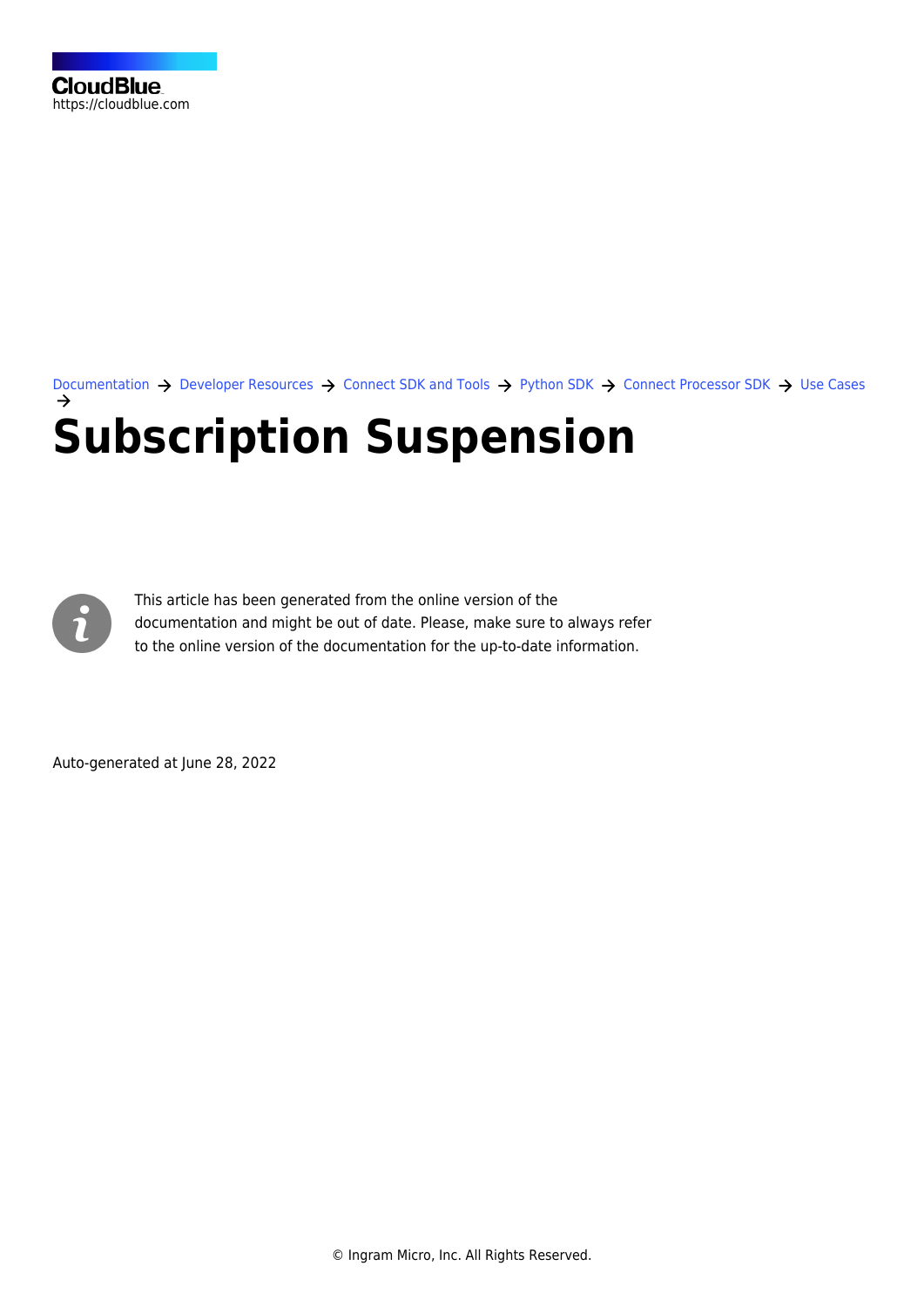CloudBlue
https://cloudblue.com

Documentation → Developer Resources → Connect SDK and Tools → Python SDK → Connect Processor SDK → Use Cases →

# Subscription Suspension

This article has been generated from the online version of the documentation and might be out of date. Please, make sure to always refer to the online version of the documentation for the up-to-date information.

Auto-generated at June 28, 2022

© Ingram Micro, Inc. All Rights Reserved.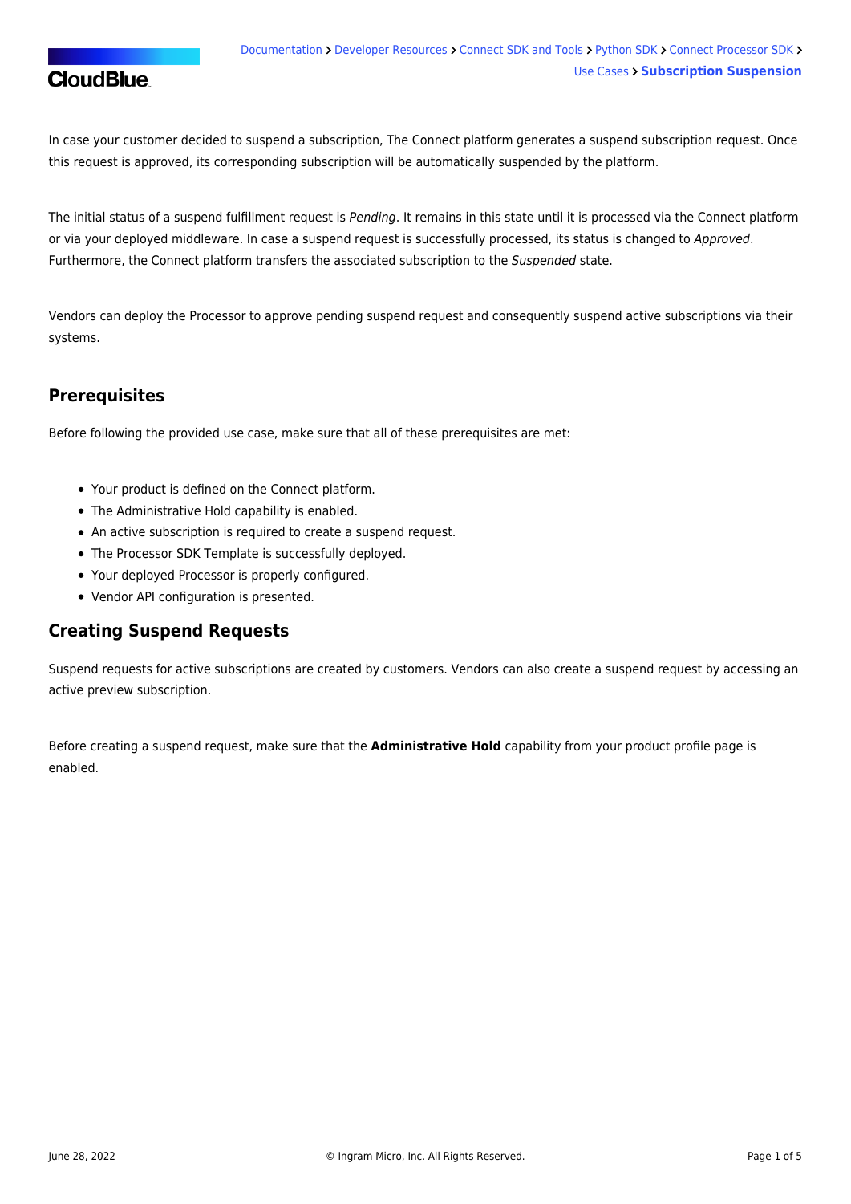In case your customer decided to suspend a subscription, The Connect platform generates a suspend subscription request. Once this request is approved, its corresponding subscription will be automatically suspended by the platform.

The initial status of a suspend fulfillment request is *Pending*. It remains in this state until it is processed via the Connect platform or via your deployed middleware. In case a suspend request is successfully processed, its status is changed to *Approved*. Furthermore, the Connect platform transfers the associated subscription to the *Suspended* state.

Vendors can deploy the Processor to approve pending suspend request and consequently suspend active subscriptions via their systems.

## Prerequisites

Before following the provided use case, make sure that all of these prerequisites are met:

- Your product is defined on the Connect platform.
- The Administrative Hold capability is enabled.
- An active subscription is required to create a suspend request.
- The Processor SDK Template is successfully deployed.
- Your deployed Processor is properly configured.
- Vendor API configuration is presented.

## Creating Suspend Requests

Suspend requests for active subscriptions are created by customers. Vendors can also create a suspend request by accessing an active preview subscription.

Before creating a suspend request, make sure that the **Administrative Hold** capability from your product profile page is enabled.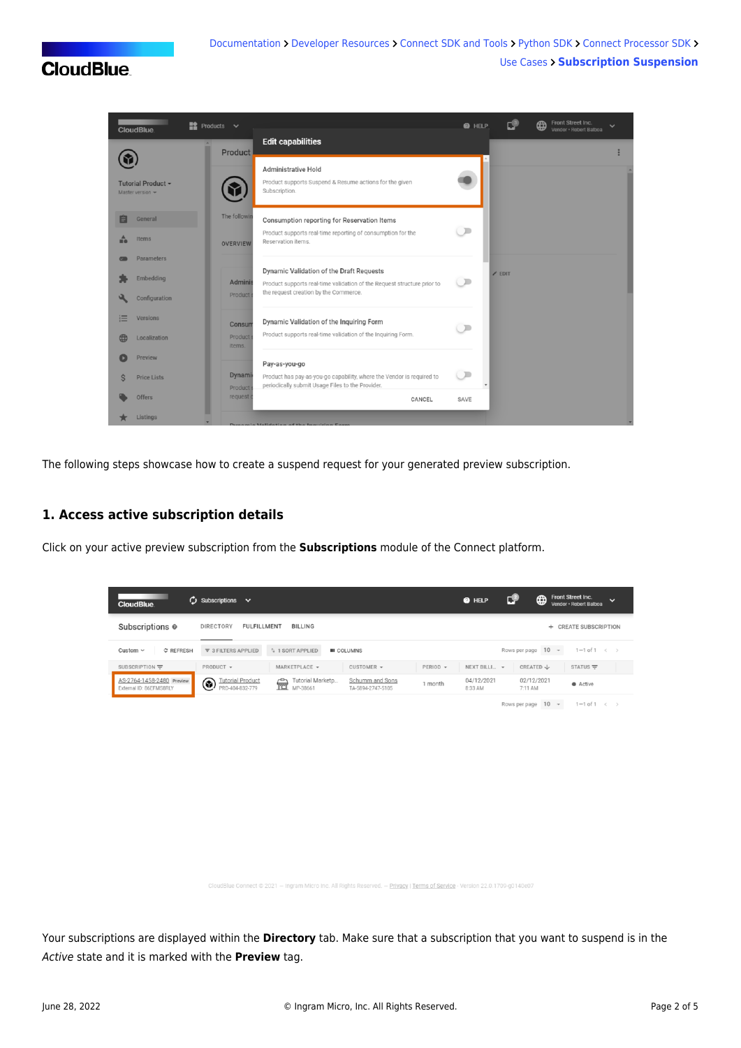The following steps showcase how to create a suspend request for your generated preview subscription.

## 1. Access active subscription details

Click on your active preview subscription from the **Subscriptions** module of the Connect platform.

Your subscriptions are displayed within the **Directory** tab. Make sure that a subscription that you want to suspend is in the *Active* state and it is marked with the **Preview** tag.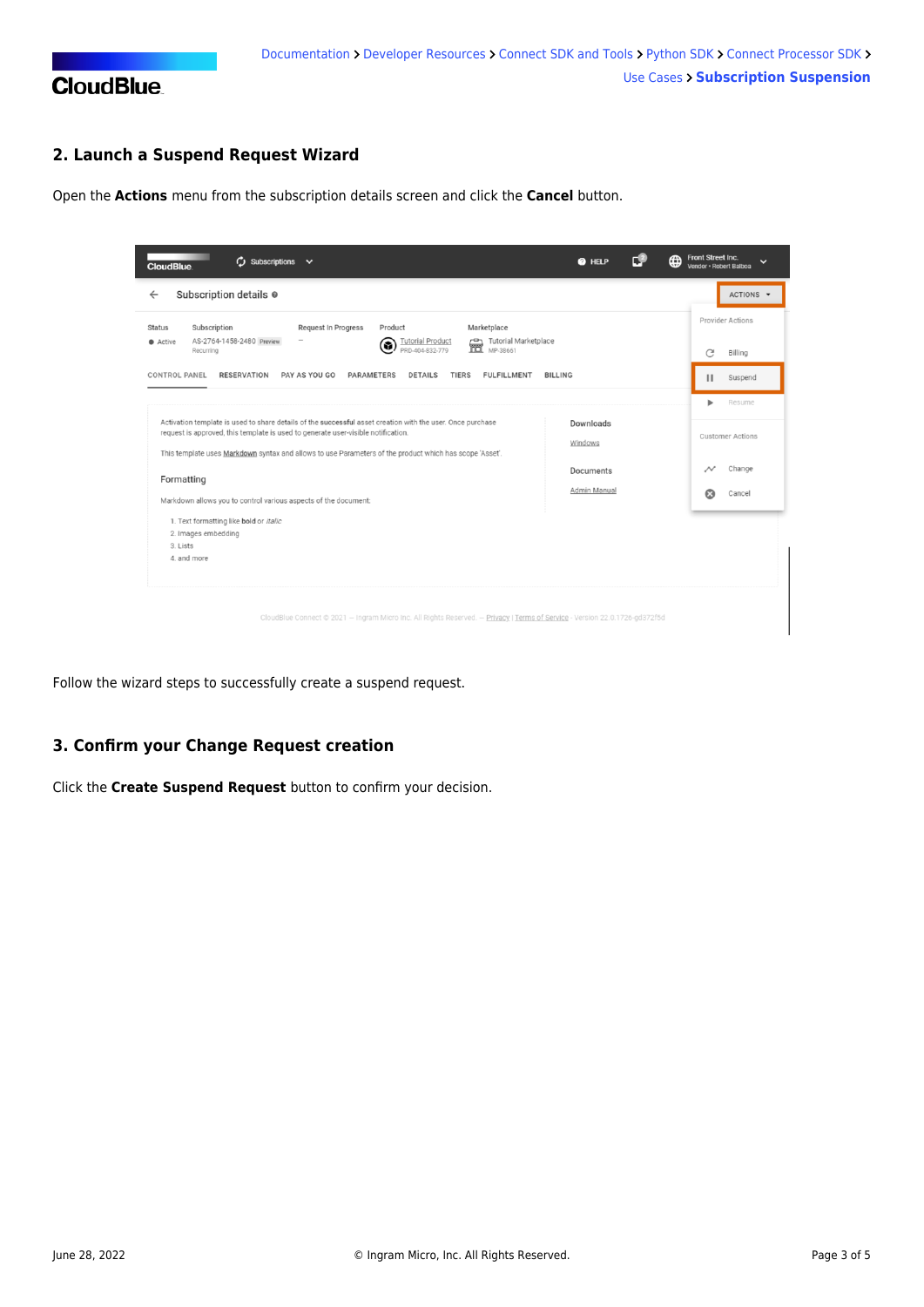## 2. Launch a Suspend Request Wizard

Open the **Actions** menu from the subscription details screen and click the **Cancel** button.

Follow the wizard steps to successfully create a suspend request.

## 3. Confirm your Change Request creation

Click the **Create Suspend Request** button to confirm your decision.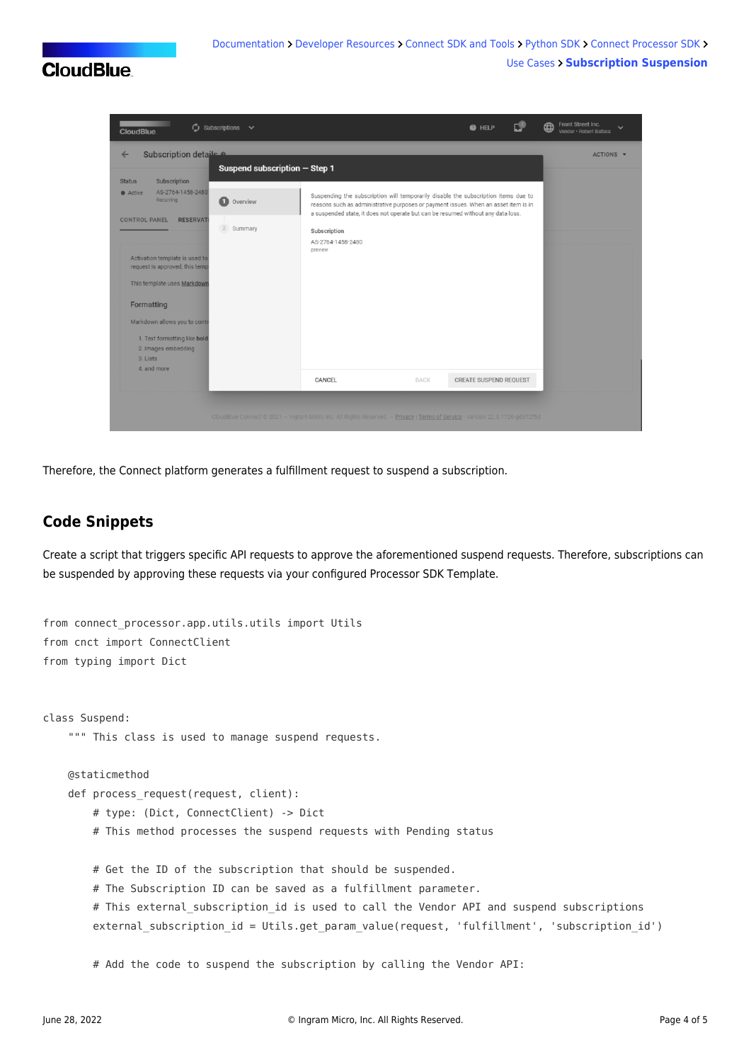Therefore, the Connect platform generates a fulfillment request to suspend a subscription.

## Code Snippets

Create a script that triggers specific API requests to approve the aforementioned suspend requests. Therefore, subscriptions can be suspended by approving these requests via your configured Processor SDK Template.

```
from connect_processor.app.utils.utils import Utils
from cnct import ConnectClient
from typing import Dict


class Suspend:
    """ This class is used to manage suspend requests.

    @staticmethod
    def process_request(request, client):
        # type: (Dict, ConnectClient) -> Dict
        # This method processes the suspend requests with Pending status

        # Get the ID of the subscription that should be suspended.
        # The Subscription ID can be saved as a fulfillment parameter.
        # This external_subscription_id is used to call the Vendor API and suspend subscriptions
        external_subscription_id = Utils.get_param_value(request, 'fulfillment', 'subscription_id')

        # Add the code to suspend the subscription by calling the Vendor API:
```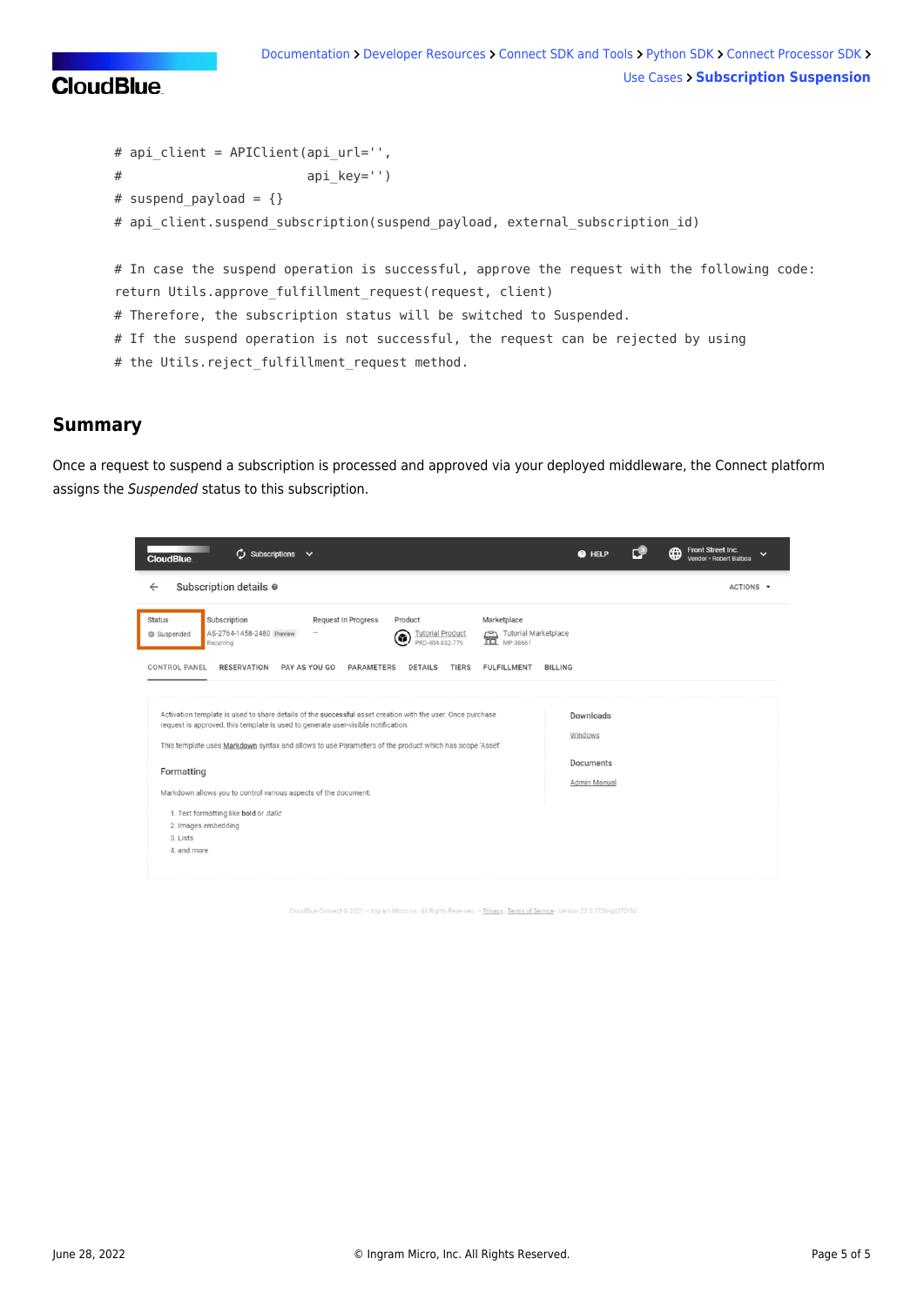```
# api_client = APIClient(api_url='',
#                        api_key='')
# suspend_payload = {}
# api_client.suspend_subscription(suspend_payload, external_subscription_id)

# In case the suspend operation is successful, approve the request with the following code:
return Utils.approve_fulfillment_request(request, client)
# Therefore, the subscription status will be switched to Suspended.
# If the suspend operation is not successful, the request can be rejected by using
# the Utils.reject_fulfillment_request method.
```

## Summary

Once a request to suspend a subscription is processed and approved via your deployed middleware, the Connect platform assigns the *Suspended* status to this subscription.